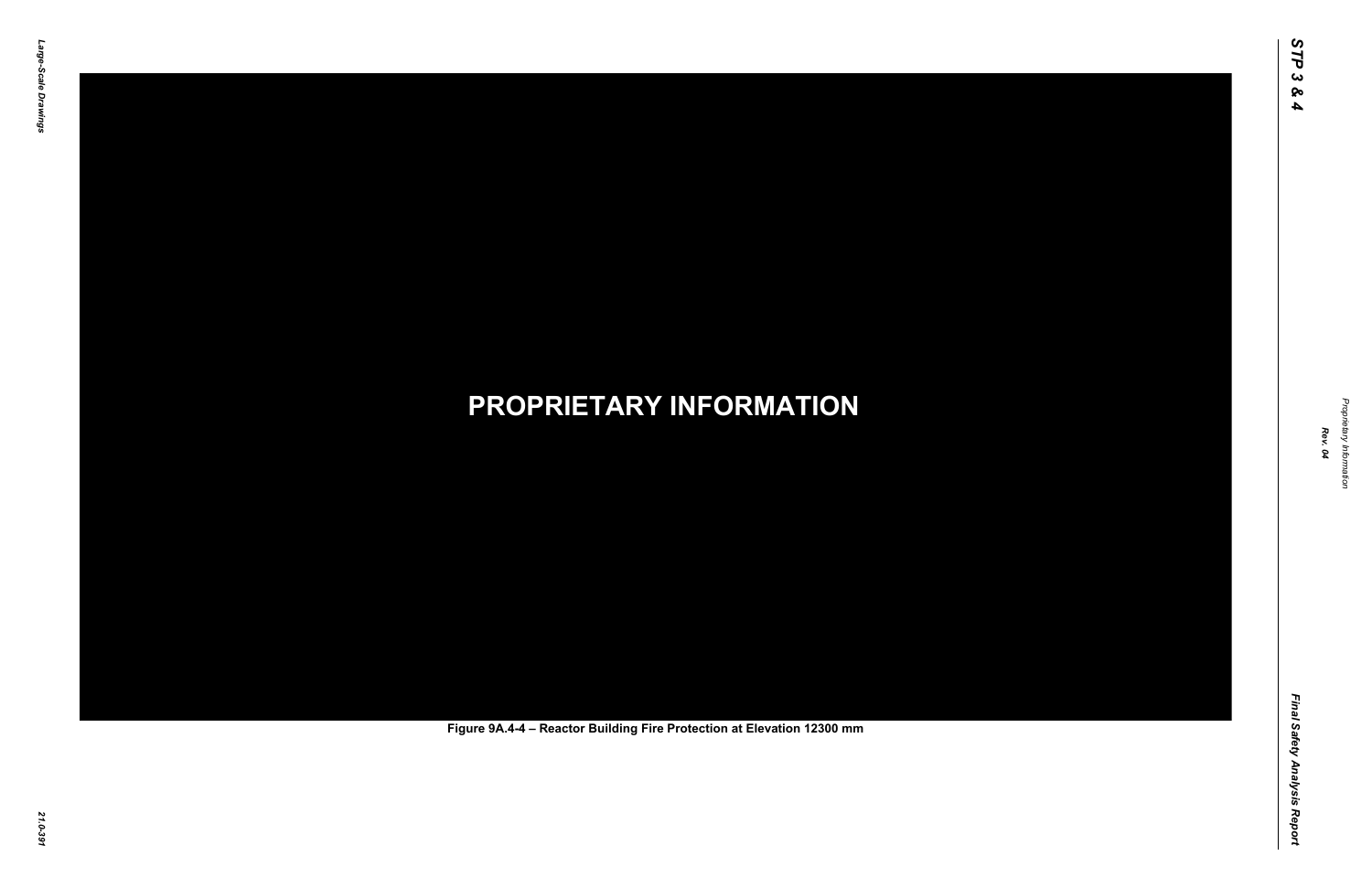**PROPRIETARY INFORMATION**

Figure 9A.4-4 – Reactor Building Fire Protection at Elevation 12300 mm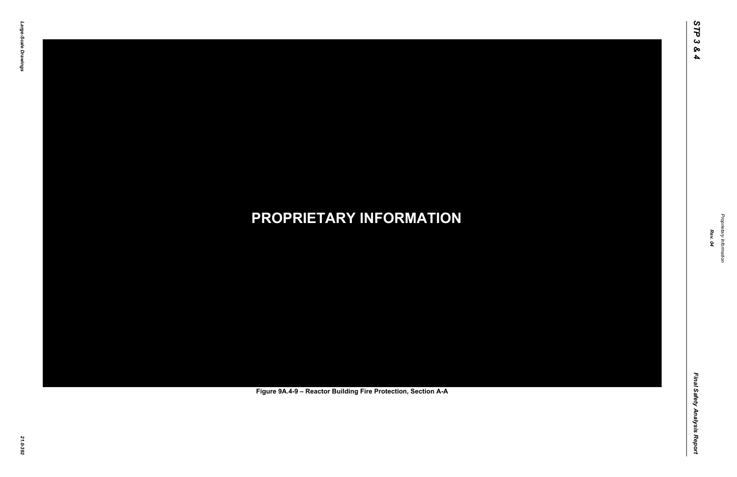**PROPRIETARY INFORMATION**

Figure 9A.4-9 – Reactor Building Fire Protection, Section A-A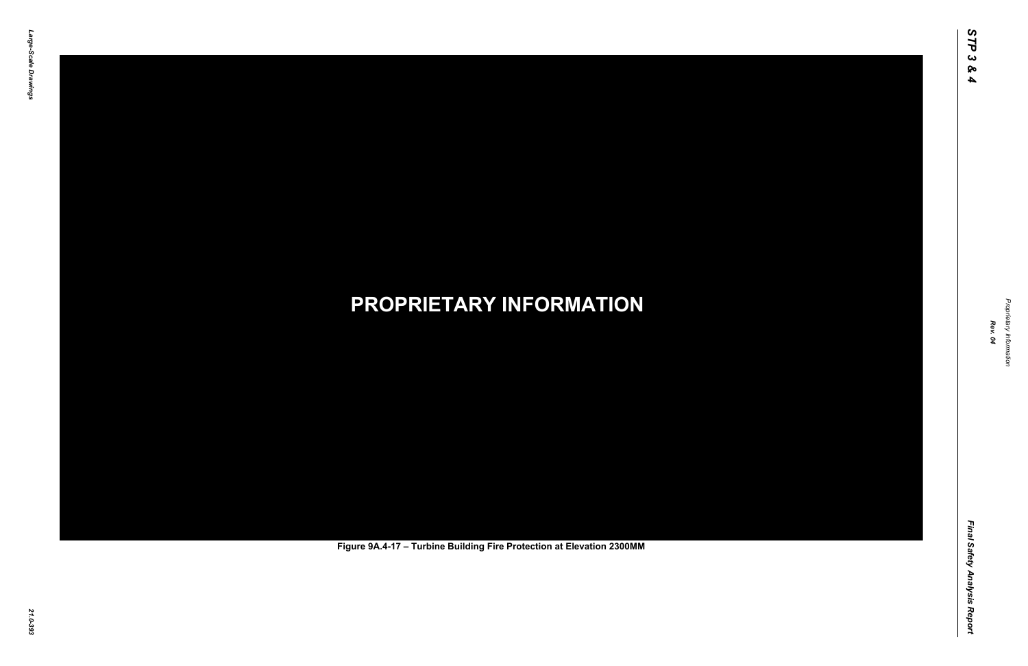**PROPRIETARY INFORMATION**

**Figure 9A.4-17 – Turbine Building Fire Protection at Elevation 2300MM**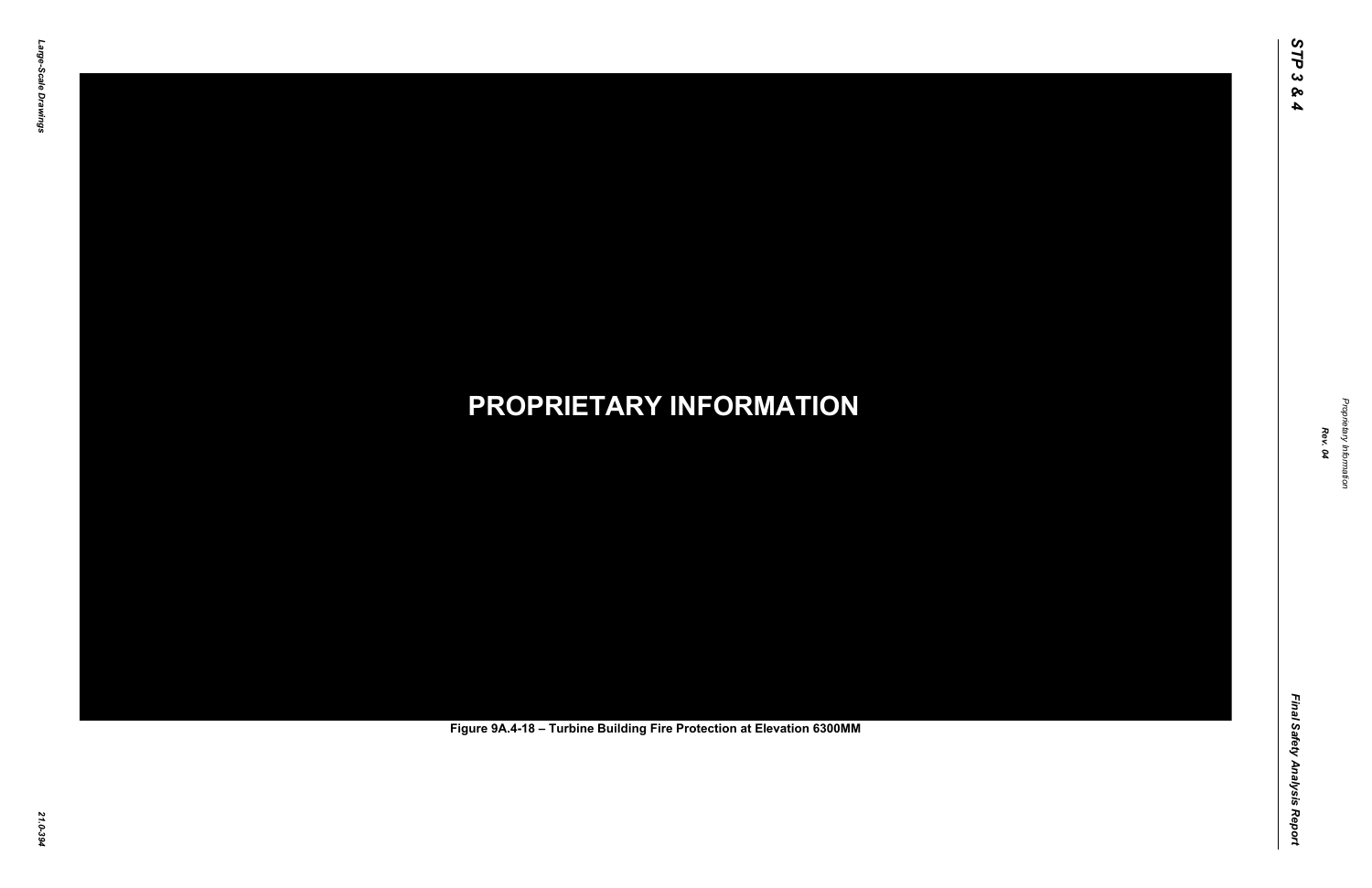**PROPRIETARY INFORMATION**

Figure 9A.4-18 – Turbine Building Fire Protection at Elevation 6300MM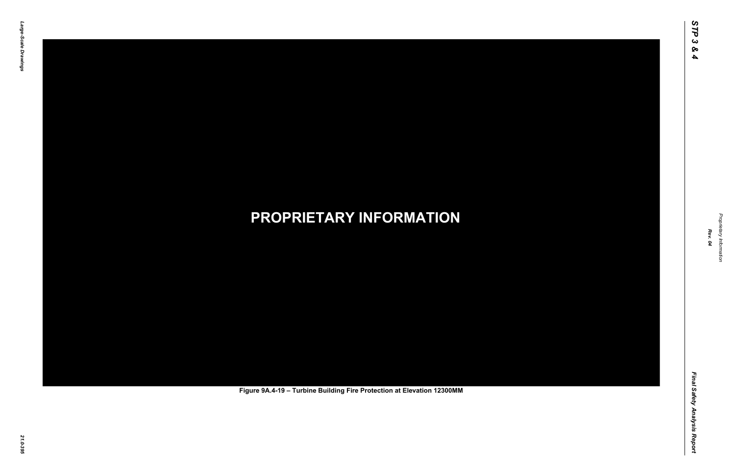**PROPRIETARY INFORMATION**

Figure 9A.4-19 – Turbine Building Fire Protection at Elevation 12300MM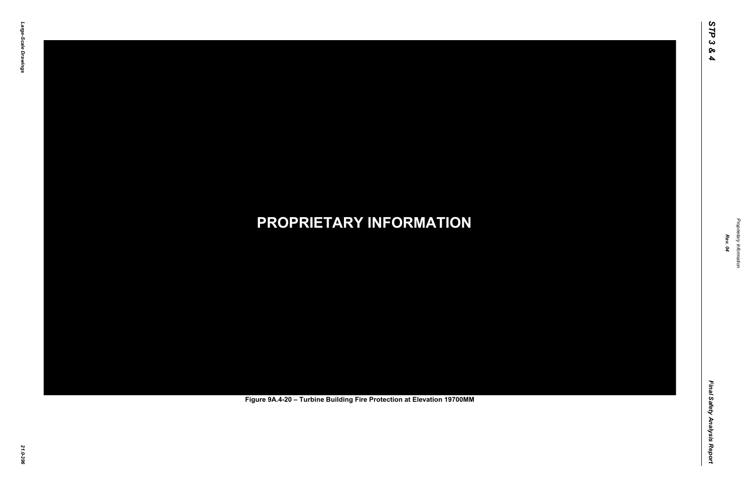**PROPRIETARY INFORMATION**

Figure 9A.4-20 – Turbine Building Fire Protection at Elevation 19700MM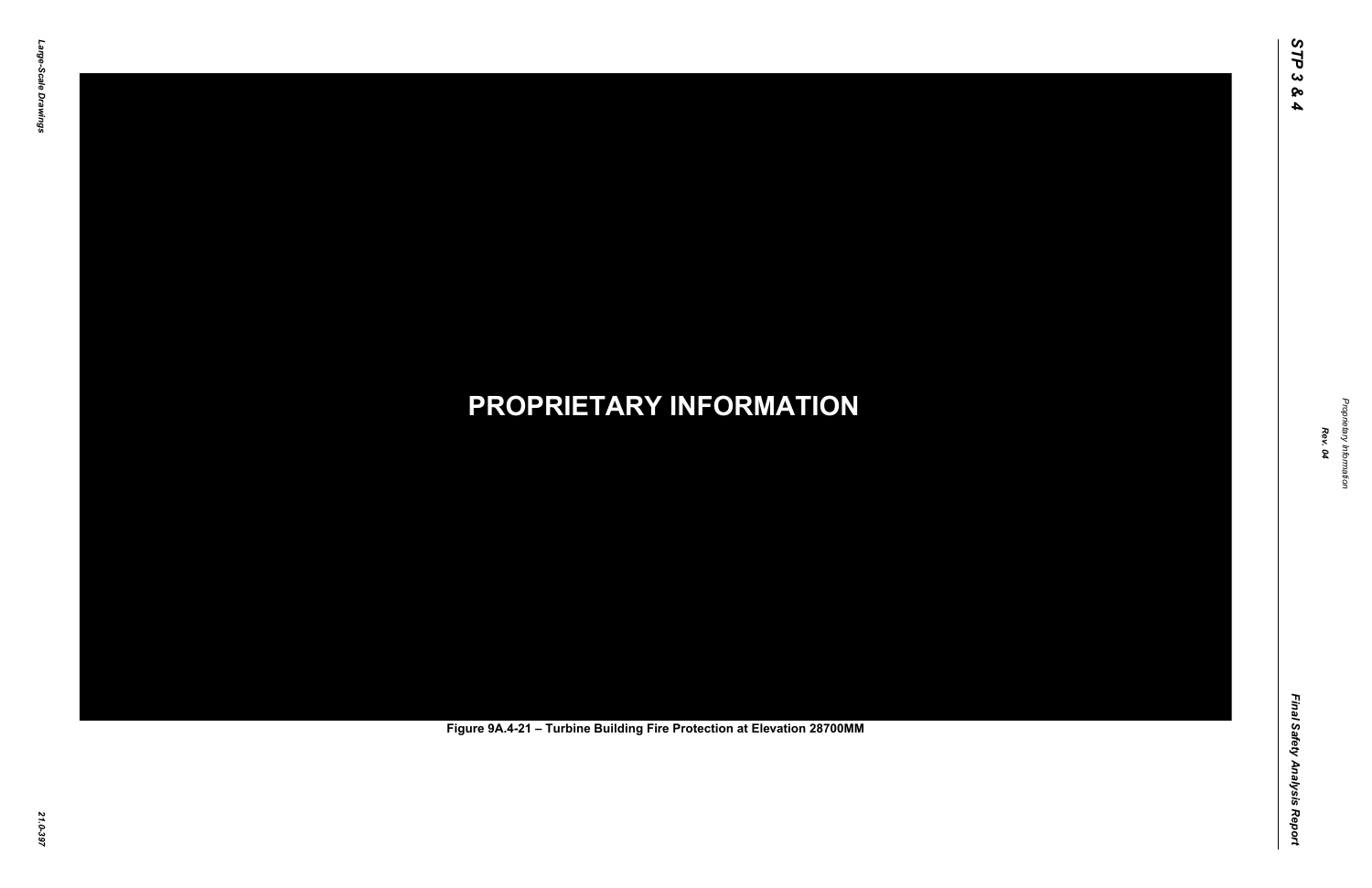**PROPRIETARY INFORMATION**

Figure 9A.4-21 – Turbine Building Fire Protection at Elevation 28700MM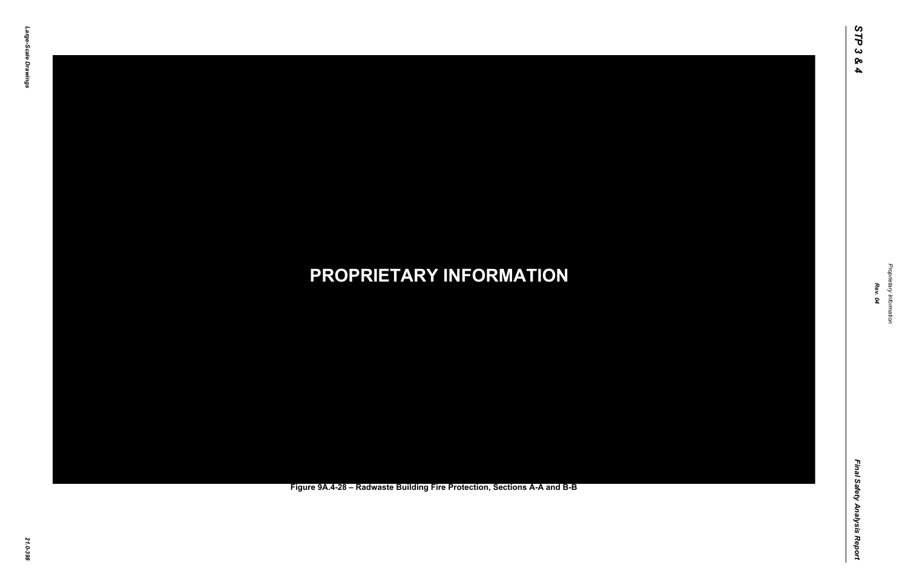**PROPRIETARY INFORMATION**

**Figure 9A.4-28 – Radwaste Building Fire Protection, Sections A-A and B-B**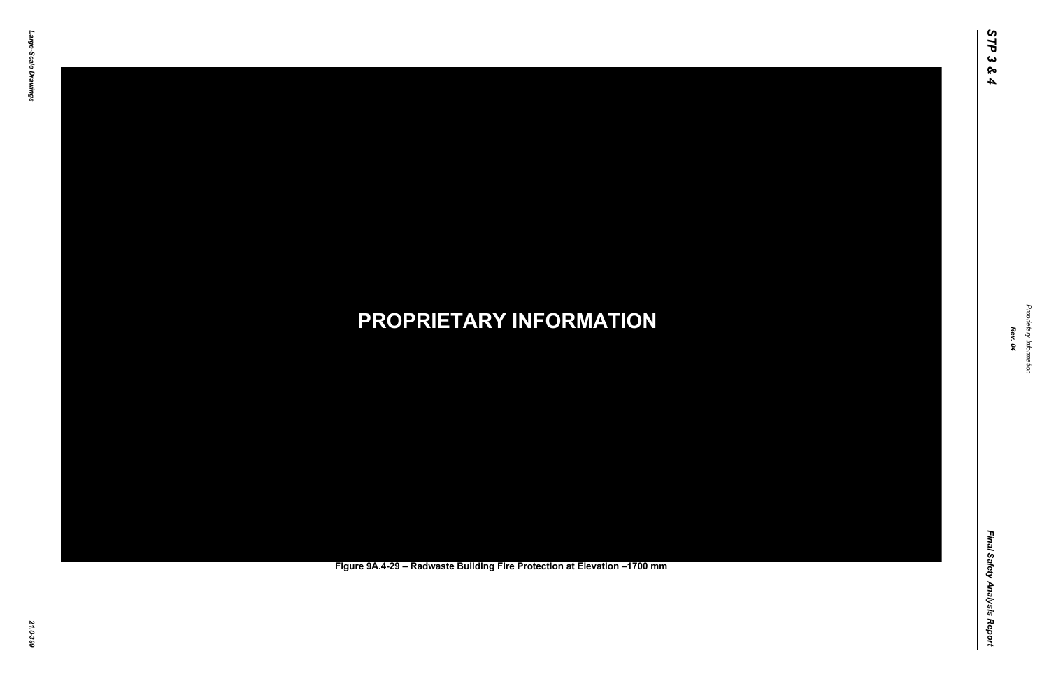**PROPRIETARY INFORMATION**

Figure 9A.4-29 – Radwaste Building Fire Protection at Elevation –1700 mm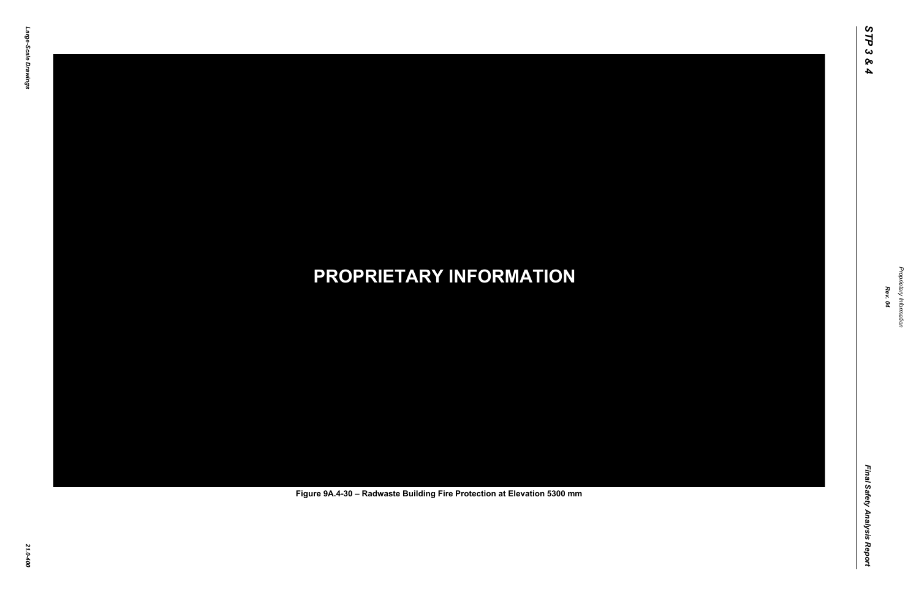**PROPRIETARY INFORMATION**

Figure 9A.4-30 – Radwaste Building Fire Protection at Elevation 5300 mm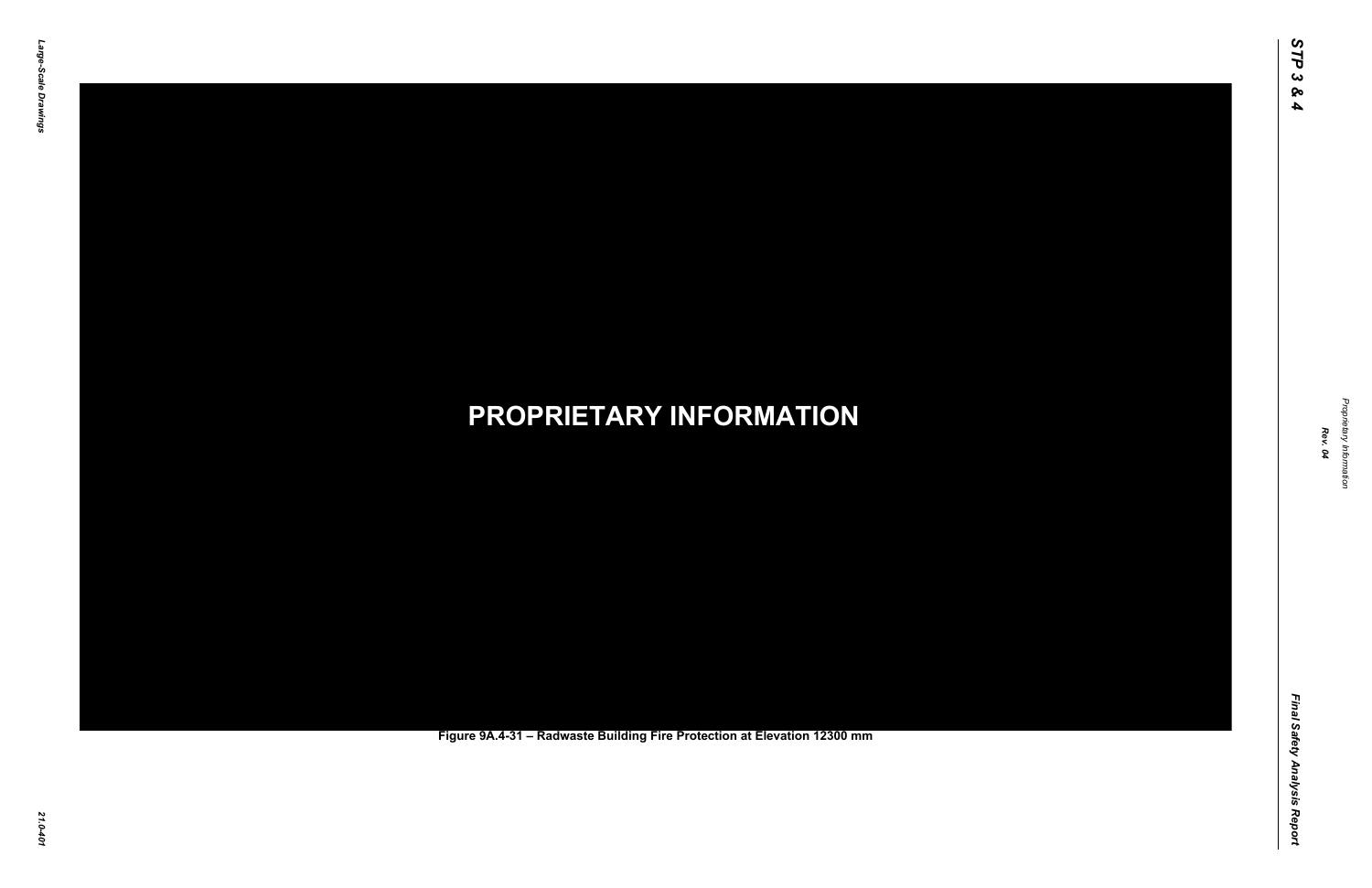**PROPRIETARY INFORMATION**

Figure 9A.4-31 – Radwaste Building Fire Protection at Elevation 12300 mm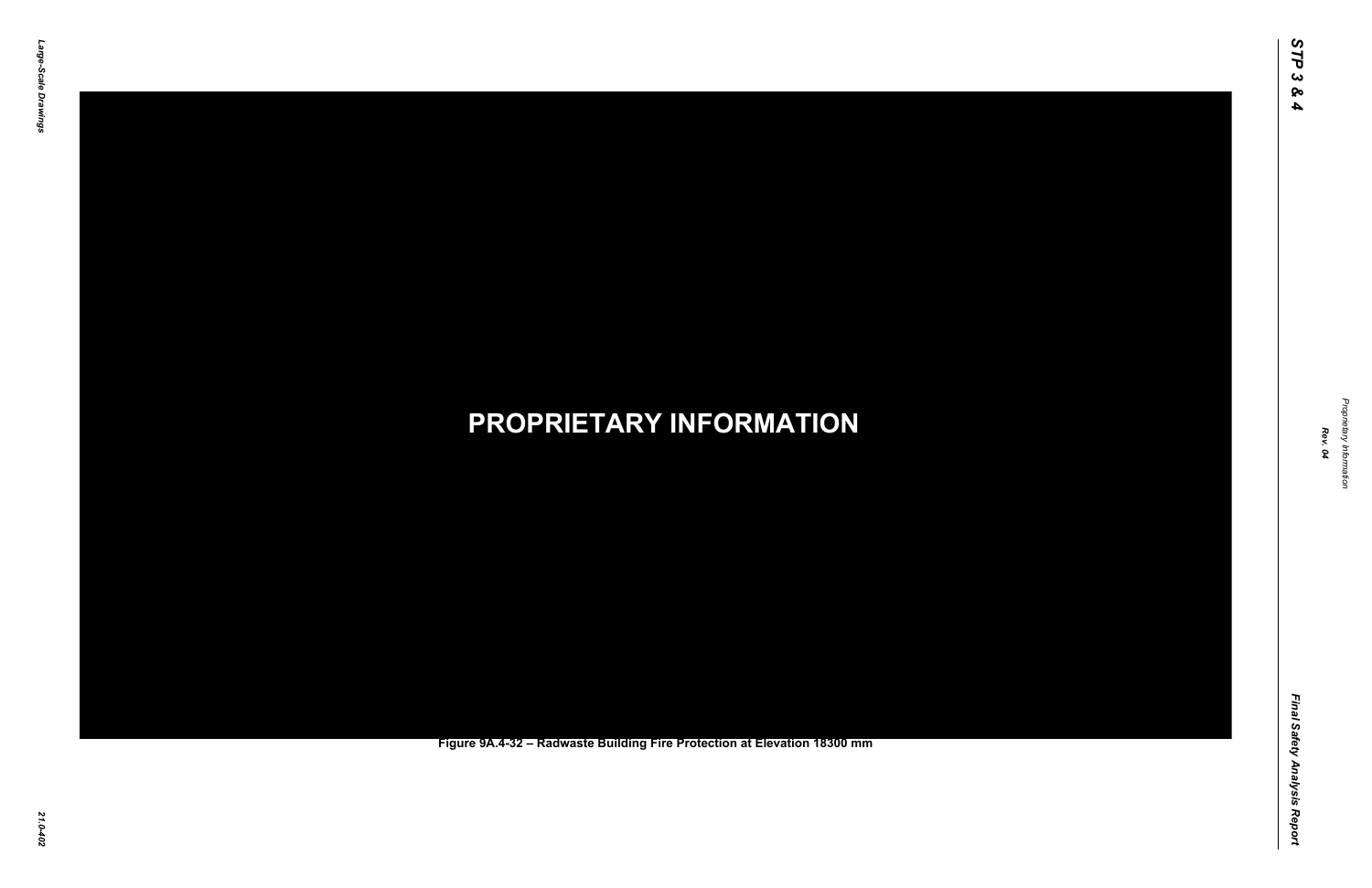PROPRIETARY INFORMATION

Figure 9A.4-32 – Radwaste Building Fire Protection at Elevation 18300 mm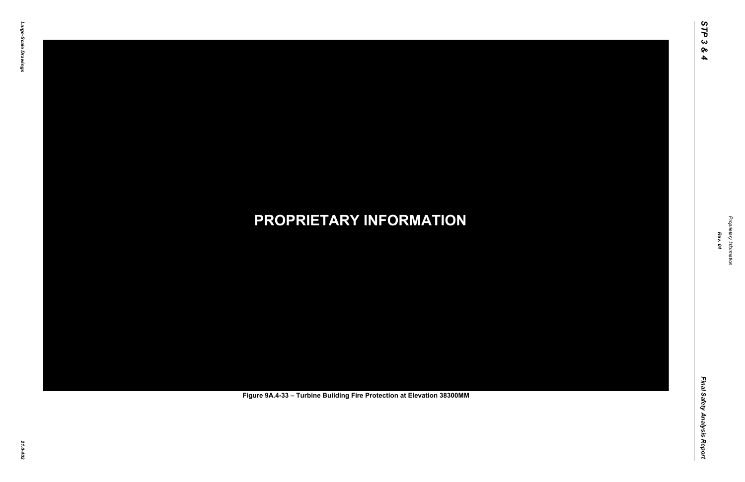**PROPRIETARY INFORMATION**

Figure 9A.4-33 – Turbine Building Fire Protection at Elevation 38300MM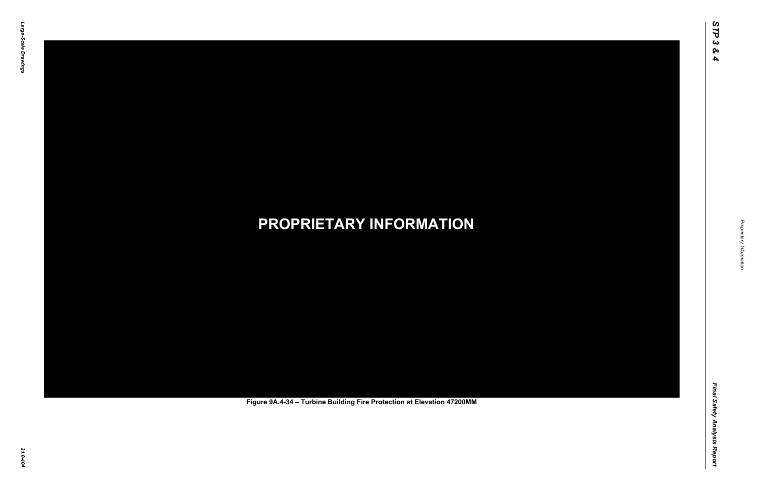**PROPRIETARY INFORMATION**

Figure 9A.4-34 – Turbine Building Fire Protection at Elevation 47200MM